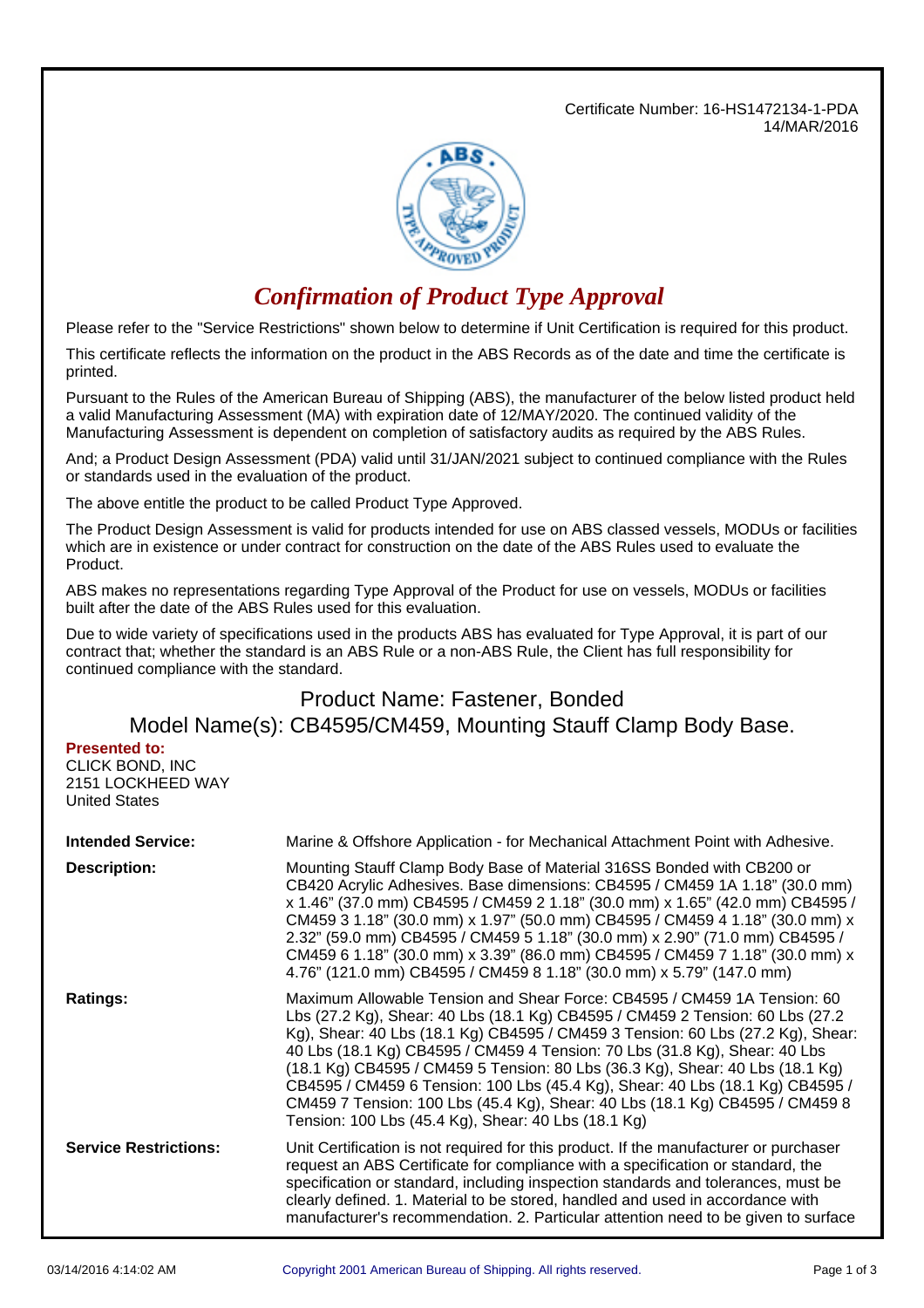Certificate Number: 16-HS1472134-1-PDA
14/MAR/2016

# *Confirmation of Product Type Approval*

Please refer to the "Service Restrictions" shown below to determine if Unit Certification is required for this product.

This certificate reflects the information on the product in the ABS Records as of the date and time the certificate is printed.

Pursuant to the Rules of the American Bureau of Shipping (ABS), the manufacturer of the below listed product held a valid Manufacturing Assessment (MA) with expiration date of 12/MAY/2020. The continued validity of the Manufacturing Assessment is dependent on completion of satisfactory audits as required by the ABS Rules.

And; a Product Design Assessment (PDA) valid until 31/JAN/2021 subject to continued compliance with the Rules or standards used in the evaluation of the product.

The above entitle the product to be called Product Type Approved.

The Product Design Assessment is valid for products intended for use on ABS classed vessels, MODUs or facilities which are in existence or under contract for construction on the date of the ABS Rules used to evaluate the Product.

ABS makes no representations regarding Type Approval of the Product for use on vessels, MODUs or facilities built after the date of the ABS Rules used for this evaluation.

Due to wide variety of specifications used in the products ABS has evaluated for Type Approval, it is part of our contract that; whether the standard is an ABS Rule or a non-ABS Rule, the Client has full responsibility for continued compliance with the standard.

## Product Name: Fastener, Bonded

## Model Name(s): CB4595/CM459, Mounting Stauff Clamp Body Base.

**Presented to:**
CLICK BOND, INC
2151 LOCKHEED WAY
United States

**Intended Service:** Marine & Offshore Application - for Mechanical Attachment Point with Adhesive.

**Description:** Mounting Stauff Clamp Body Base of Material 316SS Bonded with CB200 or CB420 Acrylic Adhesives. Base dimensions: CB4595 / CM459 1A 1.18" (30.0 mm) x 1.46" (37.0 mm) CB4595 / CM459 2 1.18" (30.0 mm) x 1.65" (42.0 mm) CB4595 / CM459 3 1.18" (30.0 mm) x 1.97" (50.0 mm) CB4595 / CM459 4 1.18" (30.0 mm) x 2.32" (59.0 mm) CB4595 / CM459 5 1.18" (30.0 mm) x 2.90" (71.0 mm) CB4595 / CM459 6 1.18" (30.0 mm) x 3.39" (86.0 mm) CB4595 / CM459 7 1.18" (30.0 mm) x 4.76" (121.0 mm) CB4595 / CM459 8 1.18" (30.0 mm) x 5.79" (147.0 mm)

**Ratings:** Maximum Allowable Tension and Shear Force: CB4595 / CM459 1A Tension: 60 Lbs (27.2 Kg), Shear: 40 Lbs (18.1 Kg) CB4595 / CM459 2 Tension: 60 Lbs (27.2 Kg), Shear: 40 Lbs (18.1 Kg) CB4595 / CM459 3 Tension: 60 Lbs (27.2 Kg), Shear: 40 Lbs (18.1 Kg) CB4595 / CM459 4 Tension: 70 Lbs (31.8 Kg), Shear: 40 Lbs (18.1 Kg) CB4595 / CM459 5 Tension: 80 Lbs (36.3 Kg), Shear: 40 Lbs (18.1 Kg) CB4595 / CM459 6 Tension: 100 Lbs (45.4 Kg), Shear: 40 Lbs (18.1 Kg) CB4595 / CM459 7 Tension: 100 Lbs (45.4 Kg), Shear: 40 Lbs (18.1 Kg) CB4595 / CM459 8 Tension: 100 Lbs (45.4 Kg), Shear: 40 Lbs (18.1 Kg)

**Service Restrictions:** Unit Certification is not required for this product. If the manufacturer or purchaser request an ABS Certificate for compliance with a specification or standard, the specification or standard, including inspection standards and tolerances, must be clearly defined. 1. Material to be stored, handled and used in accordance with manufacturer's recommendation. 2. Particular attention need to be given to surface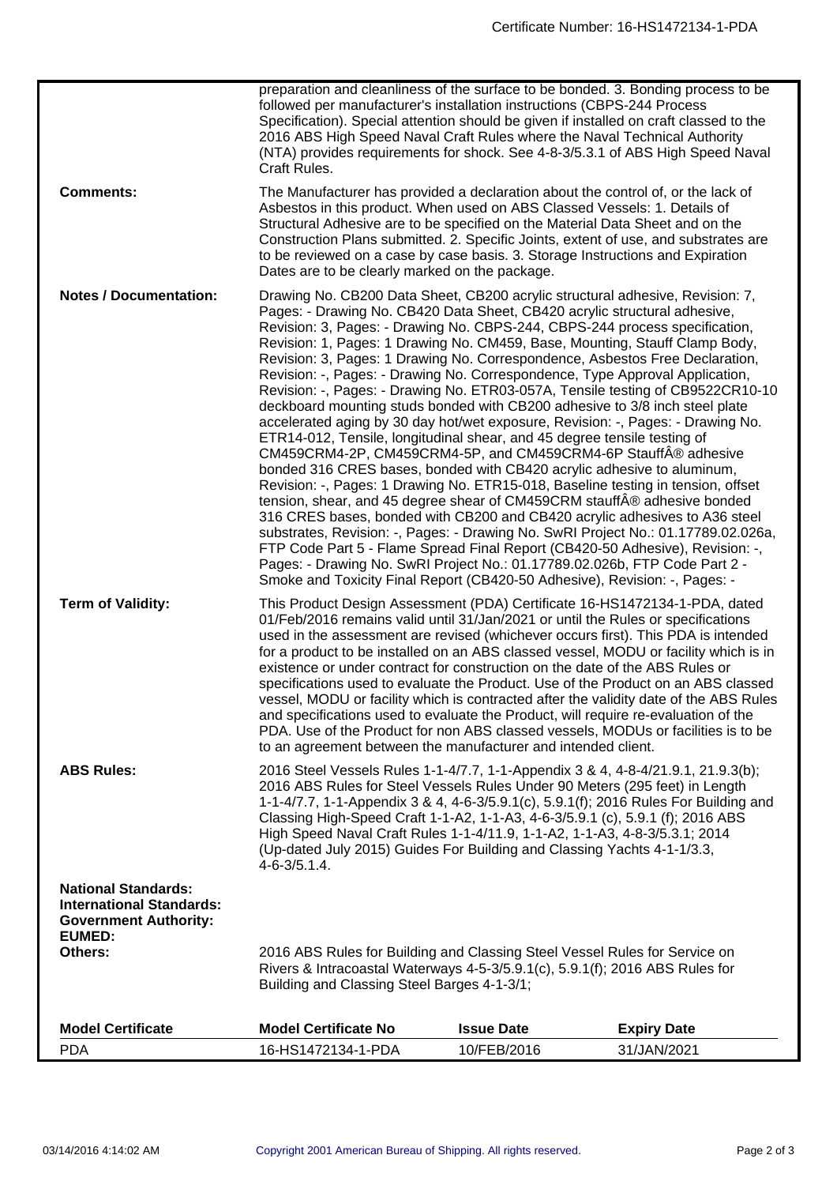| | |
|---|---|
| | preparation and cleanliness of the surface to be bonded. 3. Bonding process to be followed per manufacturer's installation instructions (CBPS-244 Process Specification). Special attention should be given if installed on craft classed to the 2016 ABS High Speed Naval Craft Rules where the Naval Technical Authority (NTA) provides requirements for shock. See 4-8-3/5.3.1 of ABS High Speed Naval Craft Rules. |
| **Comments:** | The Manufacturer has provided a declaration about the control of, or the lack of Asbestos in this product. When used on ABS Classed Vessels: 1. Details of Structural Adhesive are to be specified on the Material Data Sheet and on the Construction Plans submitted. 2. Specific Joints, extent of use, and substrates are to be reviewed on a case by case basis. 3. Storage Instructions and Expiration Dates are to be clearly marked on the package. |
| **Notes / Documentation:** | Drawing No. CB200 Data Sheet, CB200 acrylic structural adhesive, Revision: 7, Pages: - Drawing No. CB420 Data Sheet, CB420 acrylic structural adhesive, Revision: 3, Pages: - Drawing No. CBPS-244, CBPS-244 process specification, Revision: 1, Pages: 1 Drawing No. CM459, Base, Mounting, Stauff Clamp Body, Revision: 3, Pages: 1 Drawing No. Correspondence, Asbestos Free Declaration, Revision: -, Pages: - Drawing No. Correspondence, Type Approval Application, Revision: -, Pages: - Drawing No. ETR03-057A, Tensile testing of CB9522CR10-10 deckboard mounting studs bonded with CB200 adhesive to 3/8 inch steel plate accelerated aging by 30 day hot/wet exposure, Revision: -, Pages: - Drawing No. ETR14-012, Tensile, longitudinal shear, and 45 degree tensile testing of CM459CRM4-2P, CM459CRM4-5P, and CM459CRM4-6P StauffÂ® adhesive bonded 316 CRES bases, bonded with CB420 acrylic adhesive to aluminum, Revision: -, Pages: 1 Drawing No. ETR15-018, Baseline testing in tension, offset tension, shear, and 45 degree shear of CM459CRM stauffÂ® adhesive bonded 316 CRES bases, bonded with CB200 and CB420 acrylic adhesives to A36 steel substrates, Revision: -, Pages: - Drawing No. SwRI Project No.: 01.17789.02.026a, FTP Code Part 5 - Flame Spread Final Report (CB420-50 Adhesive), Revision: -, Pages: - Drawing No. SwRI Project No.: 01.17789.02.026b, FTP Code Part 2 - Smoke and Toxicity Final Report (CB420-50 Adhesive), Revision: -, Pages: - |
| **Term of Validity:** | This Product Design Assessment (PDA) Certificate 16-HS1472134-1-PDA, dated 01/Feb/2016 remains valid until 31/Jan/2021 or until the Rules or specifications used in the assessment are revised (whichever occurs first). This PDA is intended for a product to be installed on an ABS classed vessel, MODU or facility which is in existence or under contract for construction on the date of the ABS Rules or specifications used to evaluate the Product. Use of the Product on an ABS classed vessel, MODU or facility which is contracted after the validity date of the ABS Rules and specifications used to evaluate the Product, will require re-evaluation of the PDA. Use of the Product for non ABS classed vessels, MODUs or facilities is to be to an agreement between the manufacturer and intended client. |
| **ABS Rules:** | 2016 Steel Vessels Rules 1-1-4/7.7, 1-1-Appendix 3 & 4, 4-8-4/21.9.1, 21.9.3(b); 2016 ABS Rules for Steel Vessels Rules Under 90 Meters (295 feet) in Length 1-1-4/7.7, 1-1-Appendix 3 & 4, 4-6-3/5.9.1(c), 5.9.1(f); 2016 Rules For Building and Classing High-Speed Craft 1-1-A2, 1-1-A3, 4-6-3/5.9.1 (c), 5.9.1 (f); 2016 ABS High Speed Naval Craft Rules 1-1-4/11.9, 1-1-A2, 1-1-A3, 4-8-3/5.3.1; 2014 (Up-dated July 2015) Guides For Building and Classing Yachts 4-1-1/3.3, 4-6-3/5.1.4. |
| **National Standards:** | |
| **International Standards:** | |
| **Government Authority:** | |
| **EUMED:** | |
| **Others:** | 2016 ABS Rules for Building and Classing Steel Vessel Rules for Service on Rivers & Intracoastal Waterways 4-5-3/5.9.1(c), 5.9.1(f); 2016 ABS Rules for Building and Classing Steel Barges 4-1-3/1; |

| Model Certificate | Model Certificate No | Issue Date | Expiry Date |
|---|---|---|---|
| PDA | 16-HS1472134-1-PDA | 10/FEB/2016 | 31/JAN/2021 |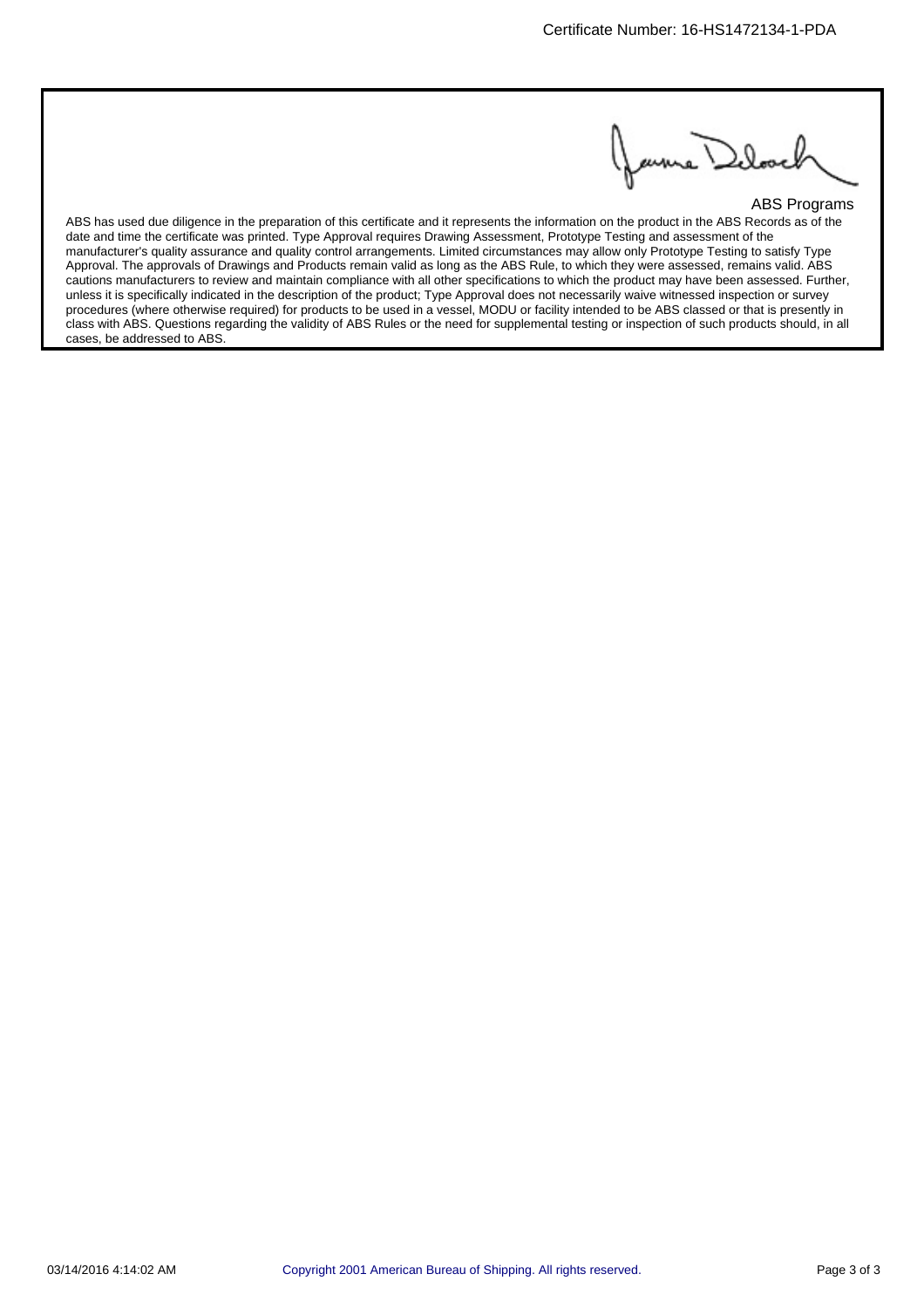Certificate Number: 16-HS1472134-1-PDA

ABS Programs

ABS has used due diligence in the preparation of this certificate and it represents the information on the product in the ABS Records as of the date and time the certificate was printed. Type Approval requires Drawing Assessment, Prototype Testing and assessment of the manufacturer's quality assurance and quality control arrangements. Limited circumstances may allow only Prototype Testing to satisfy Type Approval. The approvals of Drawings and Products remain valid as long as the ABS Rule, to which they were assessed, remains valid. ABS cautions manufacturers to review and maintain compliance with all other specifications to which the product may have been assessed. Further, unless it is specifically indicated in the description of the product; Type Approval does not necessarily waive witnessed inspection or survey procedures (where otherwise required) for products to be used in a vessel, MODU or facility intended to be ABS classed or that is presently in class with ABS. Questions regarding the validity of ABS Rules or the need for supplemental testing or inspection of such products should, in all cases, be addressed to ABS.

03/14/2016 4:14:02 AM Copyright 2001 American Bureau of Shipping. All rights reserved.